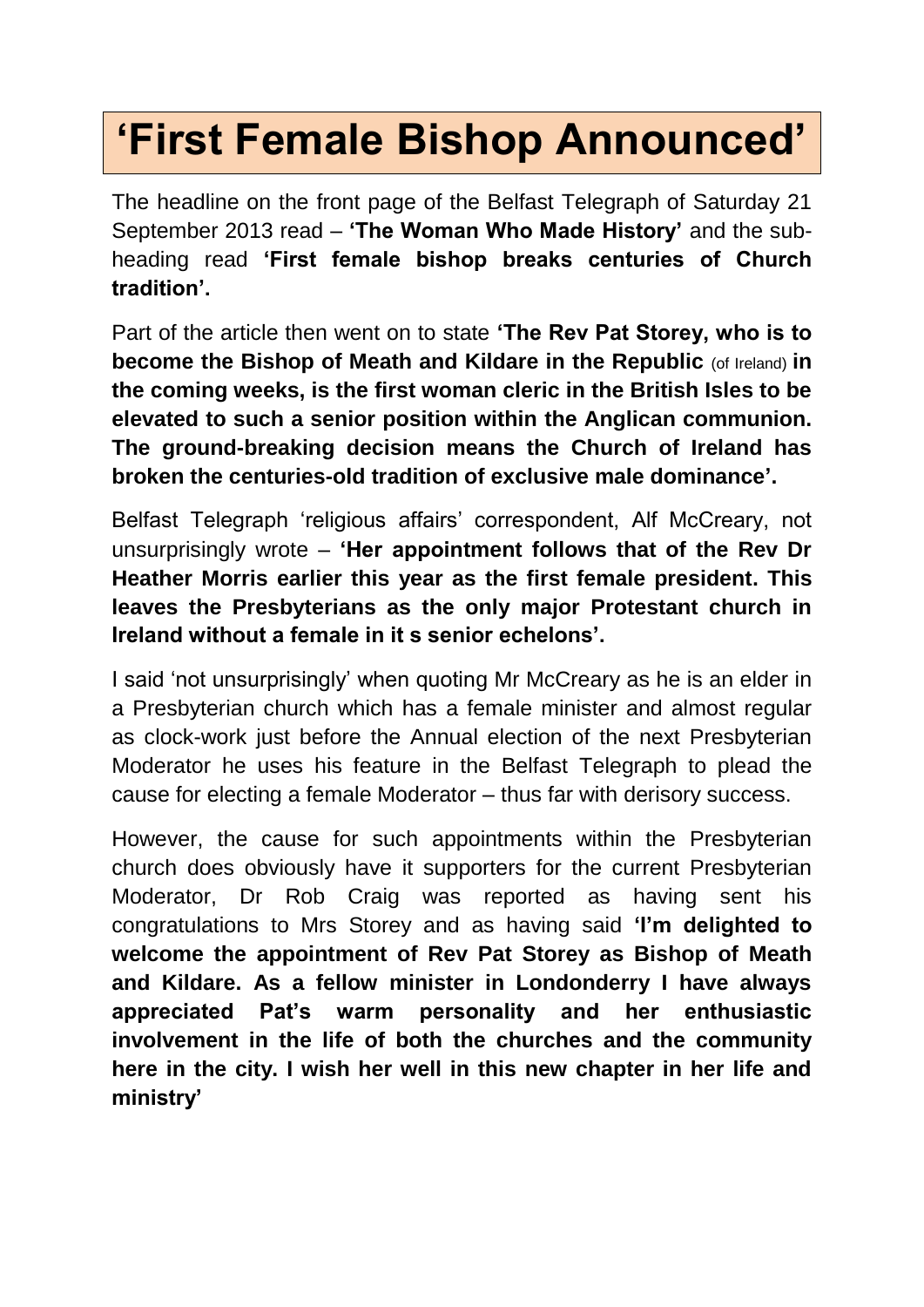# 'First Female Bishop Announced'

The headline on the front page of the Belfast Telegraph of Saturday 21 September 2013 read – **'The Woman Who Made History'** and the sub-heading read **'First female bishop breaks centuries of Church tradition'.**

Part of the article then went on to state **'The Rev Pat Storey, who is to become the Bishop of Meath and Kildare in the Republic** (of Ireland) **in the coming weeks, is the first woman cleric in the British Isles to be elevated to such a senior position within the Anglican communion. The ground-breaking decision means the Church of Ireland has broken the centuries-old tradition of exclusive male dominance'.**

Belfast Telegraph 'religious affairs' correspondent, Alf McCreary, not unsurprisingly wrote – **'Her appointment follows that of the Rev Dr Heather Morris earlier this year as the first female president. This leaves the Presbyterians as the only major Protestant church in Ireland without a female in it s senior echelons'.**

I said 'not unsurprisingly' when quoting Mr McCreary as he is an elder in a Presbyterian church which has a female minister and almost regular as clock-work just before the Annual election of the next Presbyterian Moderator he uses his feature in the Belfast Telegraph to plead the cause for electing a female Moderator – thus far with derisory success.

However, the cause for such appointments within the Presbyterian church does obviously have it supporters for the current Presbyterian Moderator, Dr Rob Craig was reported as having sent his congratulations to Mrs Storey and as having said **'I'm delighted to welcome the appointment of Rev Pat Storey as Bishop of Meath and Kildare. As a fellow minister in Londonderry I have always appreciated Pat's warm personality and her enthusiastic involvement in the life of both the churches and the community here in the city. I wish her well in this new chapter in her life and ministry'**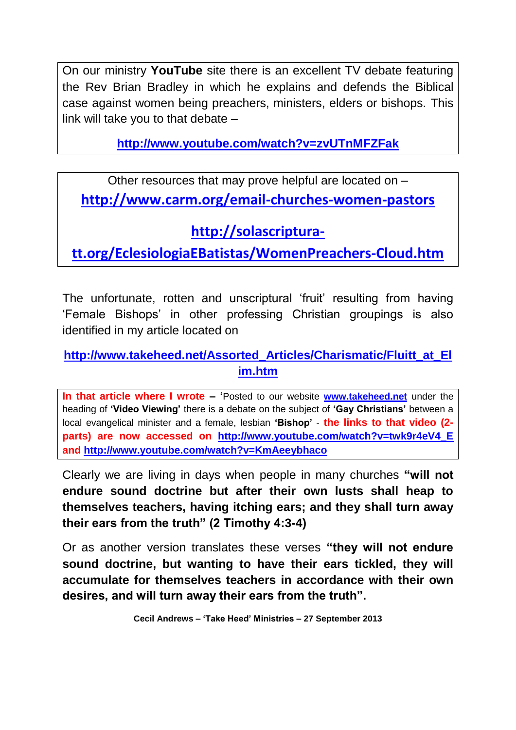On our ministry **YouTube** site there is an excellent TV debate featuring the Rev Brian Bradley in which he explains and defends the Biblical case against women being preachers, ministers, elders or bishops. This link will take you to that debate –

**http://www.youtube.com/watch?v=zvUTnMFZFak**

Other resources that may prove helpful are located on –

**http://www.carm.org/email-churches-women-pastors**

**http://solascriptura-tt.org/EclesiologiaEBatistas/WomenPreachers-Cloud.htm**

The unfortunate, rotten and unscriptural 'fruit' resulting from having 'Female Bishops' in other professing Christian groupings is also identified in my article located on

**http://www.takeheed.net/Assorted_Articles/Charismatic/Fluitt_at_Elim.htm**

**In that article where I wrote – '**Posted to our website **www.takeheed.net** under the heading of **'Video Viewing'** there is a debate on the subject of **'Gay Christians'** between a local evangelical minister and a female, lesbian **'Bishop'** - **the links to that video (2-parts) are now accessed on http://www.youtube.com/watch?v=twk9r4eV4_E and http://www.youtube.com/watch?v=KmAeeybhaco**

Clearly we are living in days when people in many churches **"will not endure sound doctrine but after their own lusts shall heap to themselves teachers, having itching ears; and they shall turn away their ears from the truth" (2 Timothy 4:3-4)**

Or as another version translates these verses **"they will not endure sound doctrine, but wanting to have their ears tickled, they will accumulate for themselves teachers in accordance with their own desires, and will turn away their ears from the truth".**

**Cecil Andrews – 'Take Heed' Ministries – 27 September 2013**